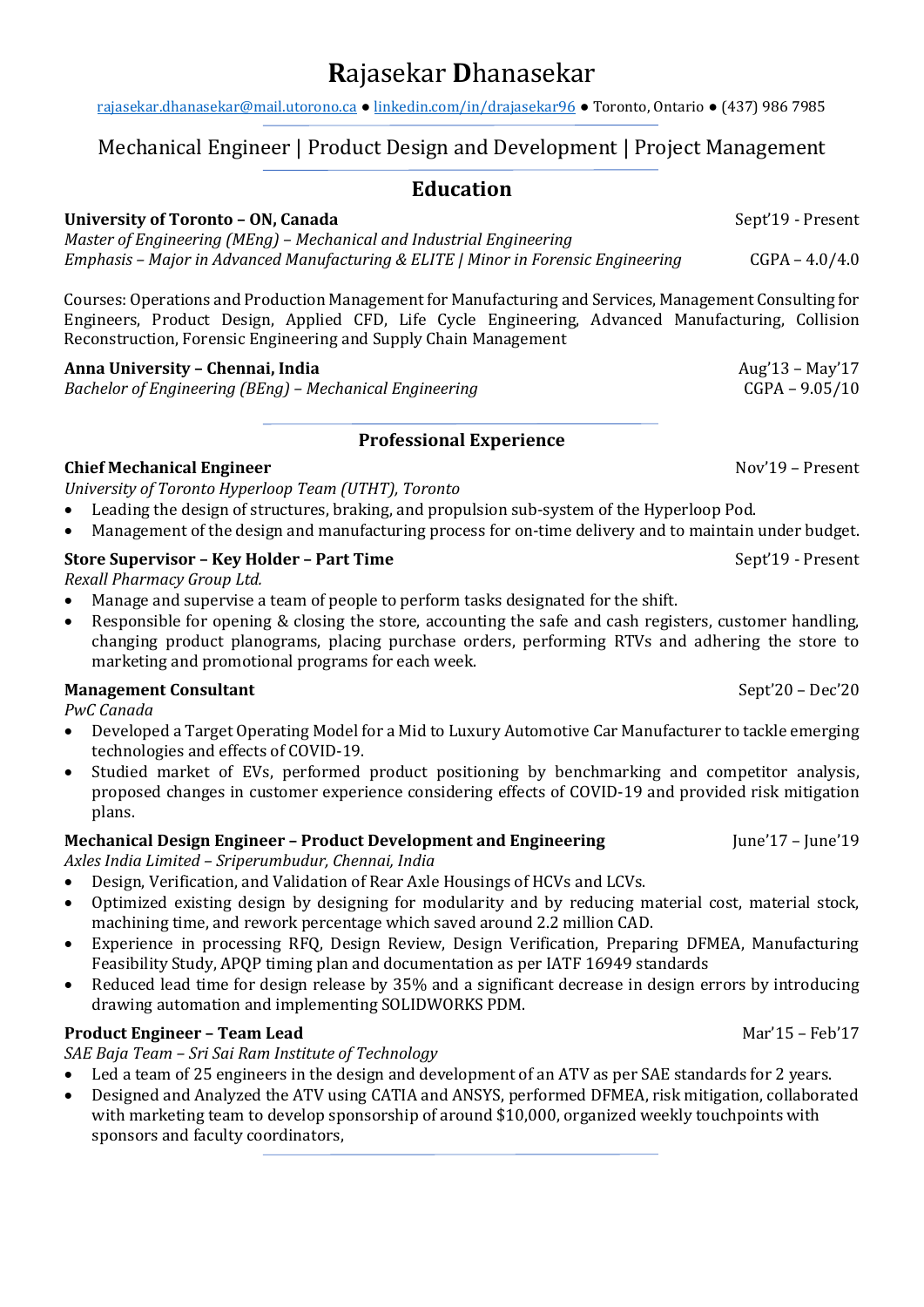# Rajasekar Dhanasekar

[rajasekar.dhanasekar@mail.utorono.ca](mailto:rajasekar.dhanasekar@mail.utorono.ca) ● [linkedin.com/in/drajasekar96](https://linkedin.com/in/drajasekar96) ● Toronto, Ontario ● (437) 986 7985

Mechanical Engineer | Product Design and Development | Project Management

## Education

**University of Toronto – ON, Canada** Sept'19 - Present
*Master of Engineering (MEng) – Mechanical and Industrial Engineering*
*Emphasis – Major in Advanced Manufacturing & ELITE | Minor in Forensic Engineering* CGPA – 4.0/4.0

Courses: Operations and Production Management for Manufacturing and Services, Management Consulting for Engineers, Product Design, Applied CFD, Life Cycle Engineering, Advanced Manufacturing, Collision Reconstruction, Forensic Engineering and Supply Chain Management

**Anna University – Chennai, India** Aug'13 – May'17
*Bachelor of Engineering (BEng) – Mechanical Engineering* CGPA – 9.05/10

## Professional Experience

**Chief Mechanical Engineer** Nov'19 – Present
*University of Toronto Hyperloop Team (UTHT), Toronto*
- Leading the design of structures, braking, and propulsion sub-system of the Hyperloop Pod.
- Management of the design and manufacturing process for on-time delivery and to maintain under budget.

**Store Supervisor – Key Holder – Part Time** Sept'19 - Present
*Rexall Pharmacy Group Ltd.*
- Manage and supervise a team of people to perform tasks designated for the shift.
- Responsible for opening & closing the store, accounting the safe and cash registers, customer handling, changing product planograms, placing purchase orders, performing RTVs and adhering the store to marketing and promotional programs for each week.

**Management Consultant** Sept'20 – Dec'20
*PwC Canada*
- Developed a Target Operating Model for a Mid to Luxury Automotive Car Manufacturer to tackle emerging technologies and effects of COVID-19.
- Studied market of EVs, performed product positioning by benchmarking and competitor analysis, proposed changes in customer experience considering effects of COVID-19 and provided risk mitigation plans.

**Mechanical Design Engineer – Product Development and Engineering** June'17 – June'19
*Axles India Limited – Sriperumbudur, Chennai, India*
- Design, Verification, and Validation of Rear Axle Housings of HCVs and LCVs.
- Optimized existing design by designing for modularity and by reducing material cost, material stock, machining time, and rework percentage which saved around 2.2 million CAD.
- Experience in processing RFQ, Design Review, Design Verification, Preparing DFMEA, Manufacturing Feasibility Study, APQP timing plan and documentation as per IATF 16949 standards
- Reduced lead time for design release by 35% and a significant decrease in design errors by introducing drawing automation and implementing SOLIDWORKS PDM.

**Product Engineer – Team Lead** Mar'15 – Feb'17
*SAE Baja Team – Sri Sai Ram Institute of Technology*
- Led a team of 25 engineers in the design and development of an ATV as per SAE standards for 2 years.
- Designed and Analyzed the ATV using CATIA and ANSYS, performed DFMEA, risk mitigation, collaborated with marketing team to develop sponsorship of around $10,000, organized weekly touchpoints with sponsors and faculty coordinators,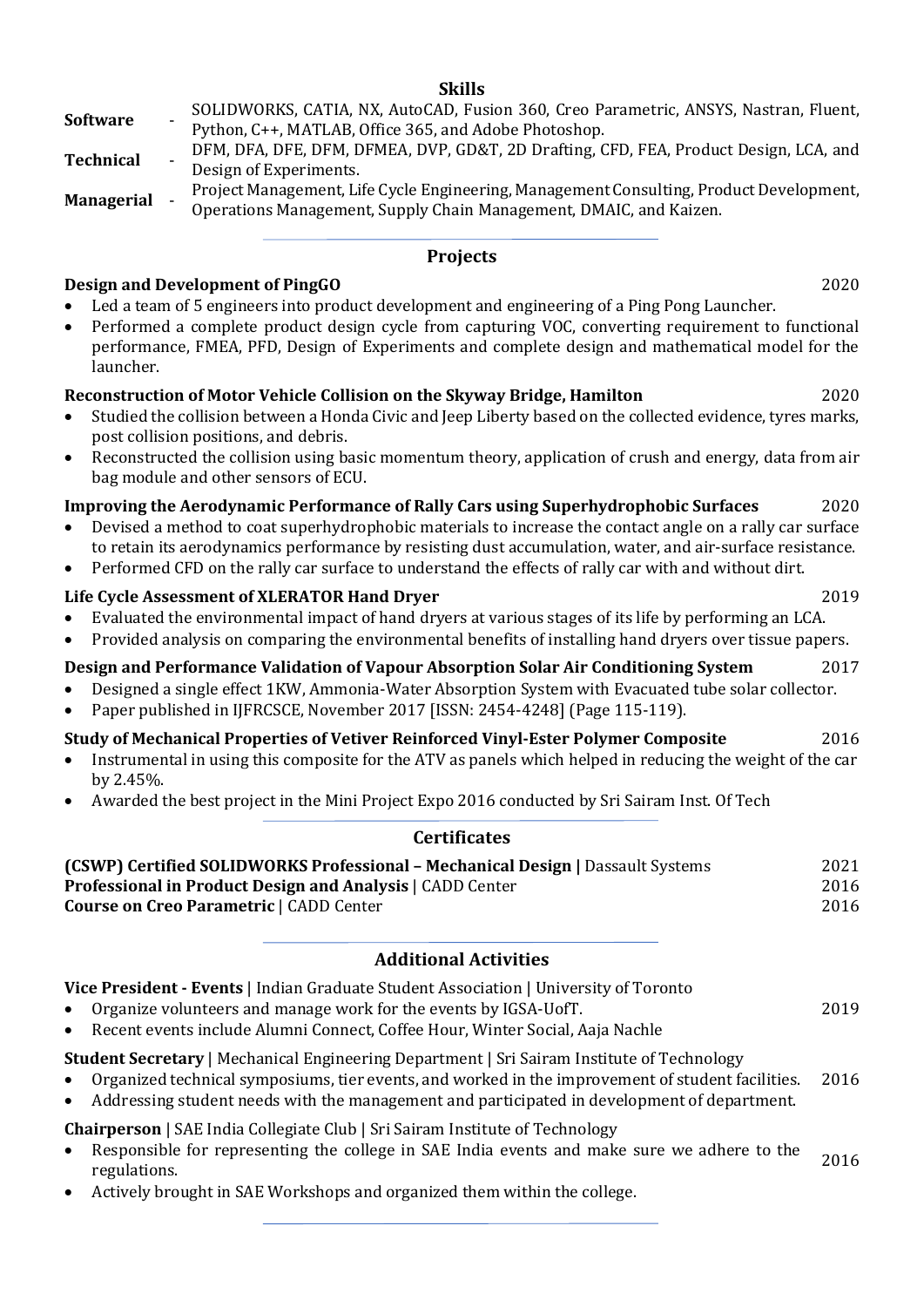## Skills

**Software** - SOLIDWORKS, CATIA, NX, AutoCAD, Fusion 360, Creo Parametric, ANSYS, Nastran, Fluent, Python, C++, MATLAB, Office 365, and Adobe Photoshop.

**Technical** - DFM, DFA, DFE, DFM, DFMEA, DVP, GD&T, 2D Drafting, CFD, FEA, Product Design, LCA, and Design of Experiments.

**Managerial** - Project Management, Life Cycle Engineering, Management Consulting, Product Development, Operations Management, Supply Chain Management, DMAIC, and Kaizen.

## Projects

**Design and Development of PingGO** 2020

- Led a team of 5 engineers into product development and engineering of a Ping Pong Launcher.
- Performed a complete product design cycle from capturing VOC, converting requirement to functional performance, FMEA, PFD, Design of Experiments and complete design and mathematical model for the launcher.

**Reconstruction of Motor Vehicle Collision on the Skyway Bridge, Hamilton** 2020

- Studied the collision between a Honda Civic and Jeep Liberty based on the collected evidence, tyres marks, post collision positions, and debris.
- Reconstructed the collision using basic momentum theory, application of crush and energy, data from air bag module and other sensors of ECU.

**Improving the Aerodynamic Performance of Rally Cars using Superhydrophobic Surfaces** 2020

- Devised a method to coat superhydrophobic materials to increase the contact angle on a rally car surface to retain its aerodynamics performance by resisting dust accumulation, water, and air-surface resistance.
- Performed CFD on the rally car surface to understand the effects of rally car with and without dirt.

**Life Cycle Assessment of XLERATOR Hand Dryer** 2019

- Evaluated the environmental impact of hand dryers at various stages of its life by performing an LCA.
- Provided analysis on comparing the environmental benefits of installing hand dryers over tissue papers.

**Design and Performance Validation of Vapour Absorption Solar Air Conditioning System** 2017

- Designed a single effect 1KW, Ammonia-Water Absorption System with Evacuated tube solar collector.
- Paper published in IJFRCSCE, November 2017 [ISSN: 2454-4248] (Page 115-119).

**Study of Mechanical Properties of Vetiver Reinforced Vinyl-Ester Polymer Composite** 2016

- Instrumental in using this composite for the ATV as panels which helped in reducing the weight of the car by 2.45%.
- Awarded the best project in the Mini Project Expo 2016 conducted by Sri Sairam Inst. Of Tech

## Certificates

**(CSWP) Certified SOLIDWORKS Professional – Mechanical Design |** Dassault Systems 2021
**Professional in Product Design and Analysis** | CADD Center 2016
**Course on Creo Parametric** | CADD Center 2016

## Additional Activities

**Vice President - Events** | Indian Graduate Student Association | University of Toronto 2019

- Organize volunteers and manage work for the events by IGSA-UofT.
- Recent events include Alumni Connect, Coffee Hour, Winter Social, Aaja Nachle

**Student Secretary** | Mechanical Engineering Department | Sri Sairam Institute of Technology 2016

- Organized technical symposiums, tier events, and worked in the improvement of student facilities.
- Addressing student needs with the management and participated in development of department.

**Chairperson** | SAE India Collegiate Club | Sri Sairam Institute of Technology 2016

- Responsible for representing the college in SAE India events and make sure we adhere to the regulations.
- Actively brought in SAE Workshops and organized them within the college.